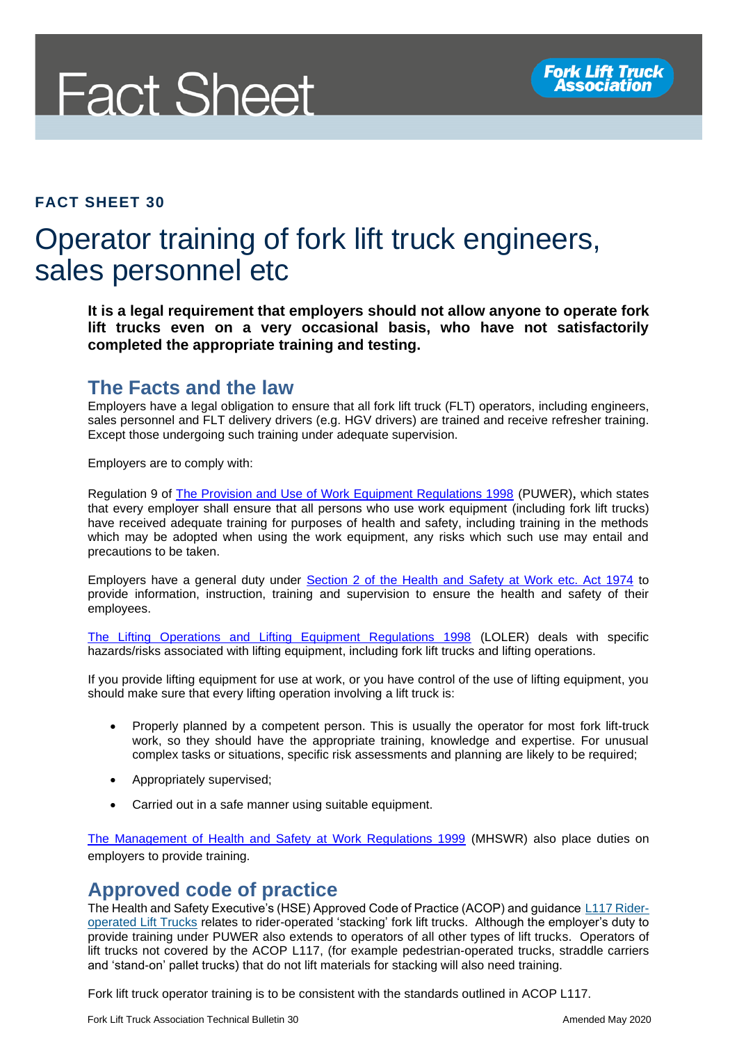# Fact Sheet

**FACT SHEET 30**

# Operator training of fork lift truck engineers, sales personnel etc

**It is a legal requirement that employers should not allow anyone to operate fork lift trucks even on a very occasional basis, who have not satisfactorily completed the appropriate training and testing.**

## The Facts and the law

Employers have a legal obligation to ensure that all fork lift truck (FLT) operators, including engineers, sales personnel and FLT delivery drivers (e.g. HGV drivers) are trained and receive refresher training. Except those undergoing such training under adequate supervision.

Employers are to comply with:

Regulation 9 of The Provision and Use of Work Equipment Regulations 1998 (PUWER), which states that every employer shall ensure that all persons who use work equipment (including fork lift trucks) have received adequate training for purposes of health and safety, including training in the methods which may be adopted when using the work equipment, any risks which such use may entail and precautions to be taken.

Employers have a general duty under Section 2 of the Health and Safety at Work etc. Act 1974 to provide information, instruction, training and supervision to ensure the health and safety of their employees.

The Lifting Operations and Lifting Equipment Regulations 1998 (LOLER) deals with specific hazards/risks associated with lifting equipment, including fork lift trucks and lifting operations.

If you provide lifting equipment for use at work, or you have control of the use of lifting equipment, you should make sure that every lifting operation involving a lift truck is:

- Properly planned by a competent person. This is usually the operator for most fork lift-truck work, so they should have the appropriate training, knowledge and expertise. For unusual complex tasks or situations, specific risk assessments and planning are likely to be required;
- Appropriately supervised;
- Carried out in a safe manner using suitable equipment.

The Management of Health and Safety at Work Regulations 1999 (MHSWR) also place duties on employers to provide training.

## Approved code of practice

The Health and Safety Executive's (HSE) Approved Code of Practice (ACOP) and guidance L117 Rider-operated Lift Trucks relates to rider-operated 'stacking' fork lift trucks. Although the employer's duty to provide training under PUWER also extends to operators of all other types of lift trucks. Operators of lift trucks not covered by the ACOP L117, (for example pedestrian-operated trucks, straddle carriers and 'stand-on' pallet trucks) that do not lift materials for stacking will also need training.

Fork lift truck operator training is to be consistent with the standards outlined in ACOP L117.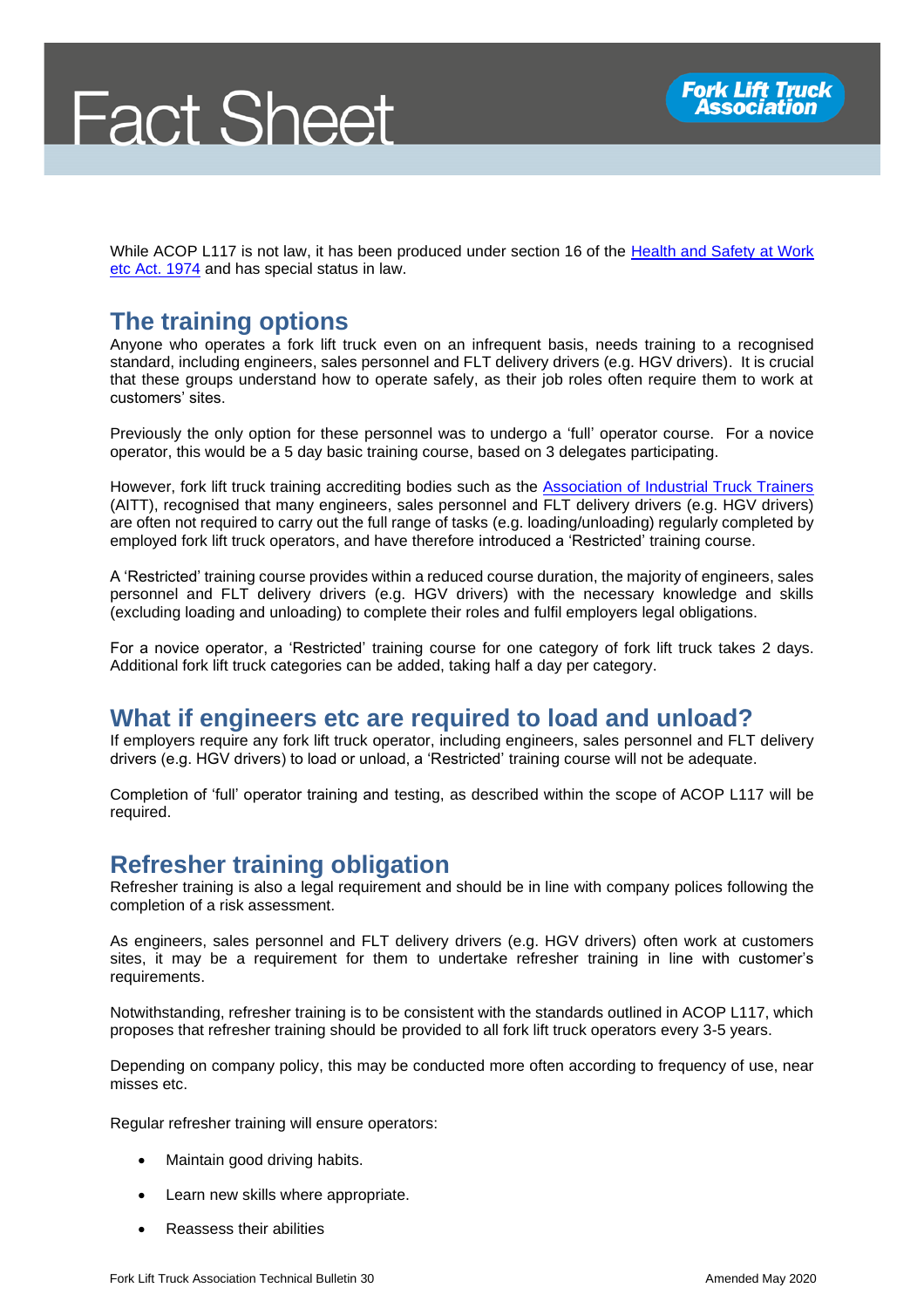While ACOP L117 is not law, it has been produced under section 16 of the Health and Safety at Work etc Act. 1974 and has special status in law.

## The training options

Anyone who operates a fork lift truck even on an infrequent basis, needs training to a recognised standard, including engineers, sales personnel and FLT delivery drivers (e.g. HGV drivers). It is crucial that these groups understand how to operate safely, as their job roles often require them to work at customers' sites.

Previously the only option for these personnel was to undergo a 'full' operator course. For a novice operator, this would be a 5 day basic training course, based on 3 delegates participating.

However, fork lift truck training accrediting bodies such as the Association of Industrial Truck Trainers (AITT), recognised that many engineers, sales personnel and FLT delivery drivers (e.g. HGV drivers) are often not required to carry out the full range of tasks (e.g. loading/unloading) regularly completed by employed fork lift truck operators, and have therefore introduced a 'Restricted' training course.

A 'Restricted' training course provides within a reduced course duration, the majority of engineers, sales personnel and FLT delivery drivers (e.g. HGV drivers) with the necessary knowledge and skills (excluding loading and unloading) to complete their roles and fulfil employers legal obligations.

For a novice operator, a 'Restricted' training course for one category of fork lift truck takes 2 days. Additional fork lift truck categories can be added, taking half a day per category.

## What if engineers etc are required to load and unload?

If employers require any fork lift truck operator, including engineers, sales personnel and FLT delivery drivers (e.g. HGV drivers) to load or unload, a 'Restricted' training course will not be adequate.

Completion of 'full' operator training and testing, as described within the scope of ACOP L117 will be required.

## Refresher training obligation

Refresher training is also a legal requirement and should be in line with company polices following the completion of a risk assessment.

As engineers, sales personnel and FLT delivery drivers (e.g. HGV drivers) often work at customers sites, it may be a requirement for them to undertake refresher training in line with customer's requirements.

Notwithstanding, refresher training is to be consistent with the standards outlined in ACOP L117, which proposes that refresher training should be provided to all fork lift truck operators every 3-5 years.

Depending on company policy, this may be conducted more often according to frequency of use, near misses etc.

Regular refresher training will ensure operators:

- Maintain good driving habits.
- Learn new skills where appropriate.
- Reassess their abilities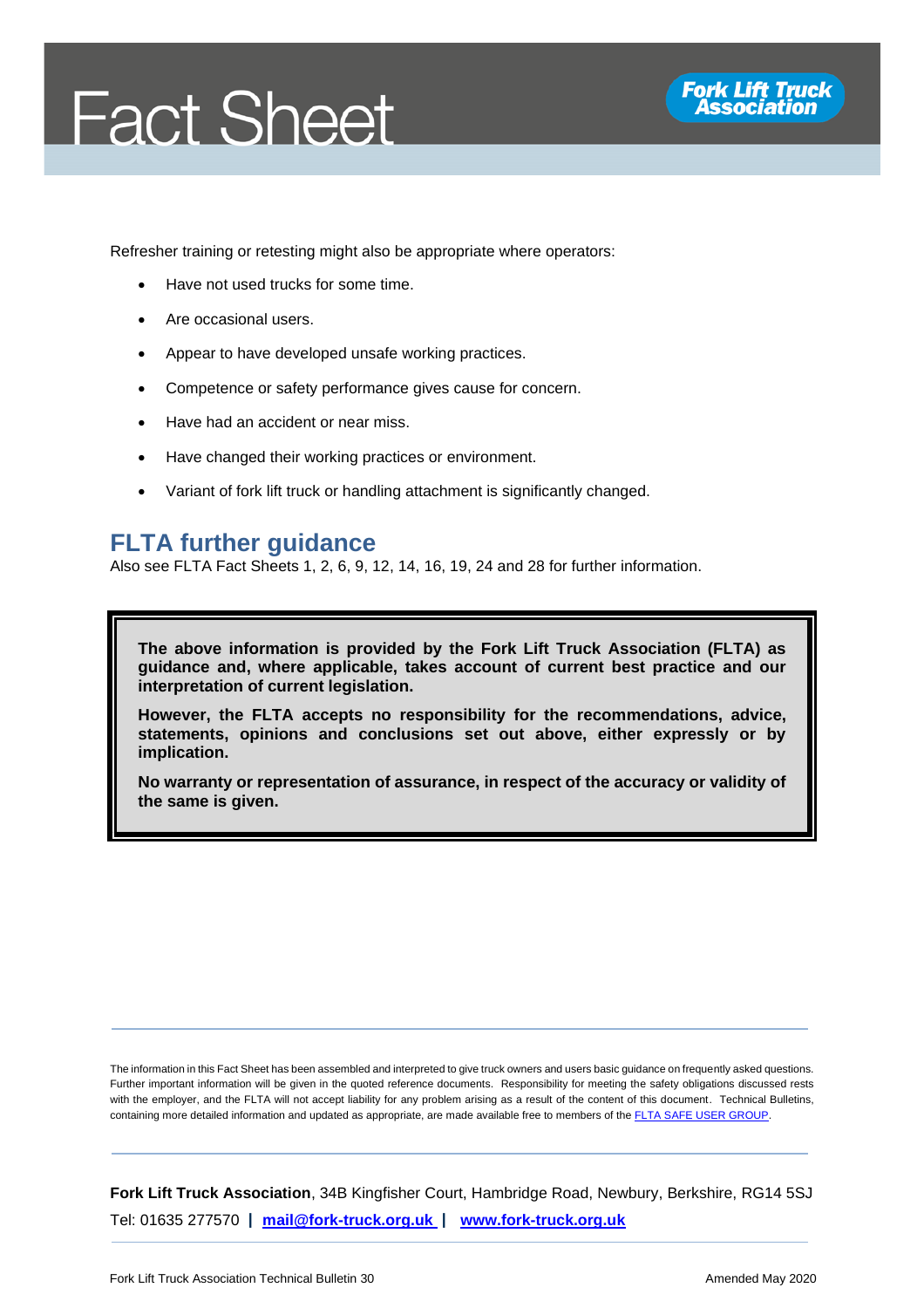Refresher training or retesting might also be appropriate where operators:

- Have not used trucks for some time.
- Are occasional users.
- Appear to have developed unsafe working practices.
- Competence or safety performance gives cause for concern.
- Have had an accident or near miss.
- Have changed their working practices or environment.
- Variant of fork lift truck or handling attachment is significantly changed.

## FLTA further guidance

Also see FLTA Fact Sheets 1, 2, 6, 9, 12, 14, 16, 19, 24 and 28 for further information.

**The above information is provided by the Fork Lift Truck Association (FLTA) as guidance and, where applicable, takes account of current best practice and our interpretation of current legislation.**

**However, the FLTA accepts no responsibility for the recommendations, advice, statements, opinions and conclusions set out above, either expressly or by implication.**

**No warranty or representation of assurance, in respect of the accuracy or validity of the same is given.**

The information in this Fact Sheet has been assembled and interpreted to give truck owners and users basic guidance on frequently asked questions. Further important information will be given in the quoted reference documents. Responsibility for meeting the safety obligations discussed rests with the employer, and the FLTA will not accept liability for any problem arising as a result of the content of this document. Technical Bulletins, containing more detailed information and updated as appropriate, are made available free to members of the FLTA SAFE USER GROUP.

**Fork Lift Truck Association**, 34B Kingfisher Court, Hambridge Road, Newbury, Berkshire, RG14 5SJ
Tel: 01635 277570 | **mail@fork-truck.org.uk** | **www.fork-truck.org.uk**

Fork Lift Truck Association Technical Bulletin 30 — Amended May 2020